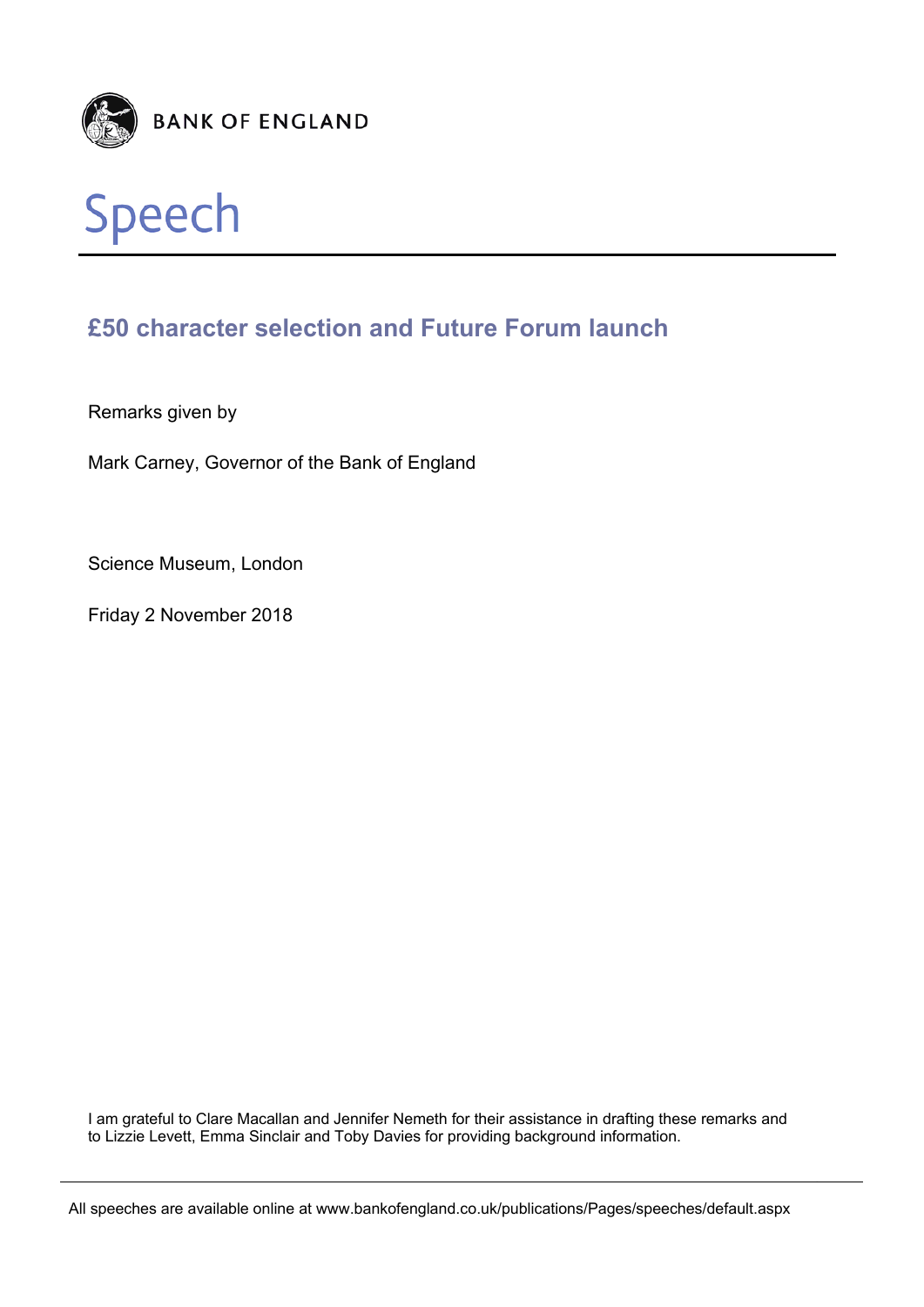BANK OF ENGLAND

# Speech

## £50 character selection and Future Forum launch

Remarks given by

Mark Carney, Governor of the Bank of England

Science Museum, London

Friday 2 November 2018

I am grateful to Clare Macallan and Jennifer Nemeth for their assistance in drafting these remarks and to Lizzie Levett, Emma Sinclair and Toby Davies for providing background information.

All speeches are available online at www.bankofengland.co.uk/publications/Pages/speeches/default.aspx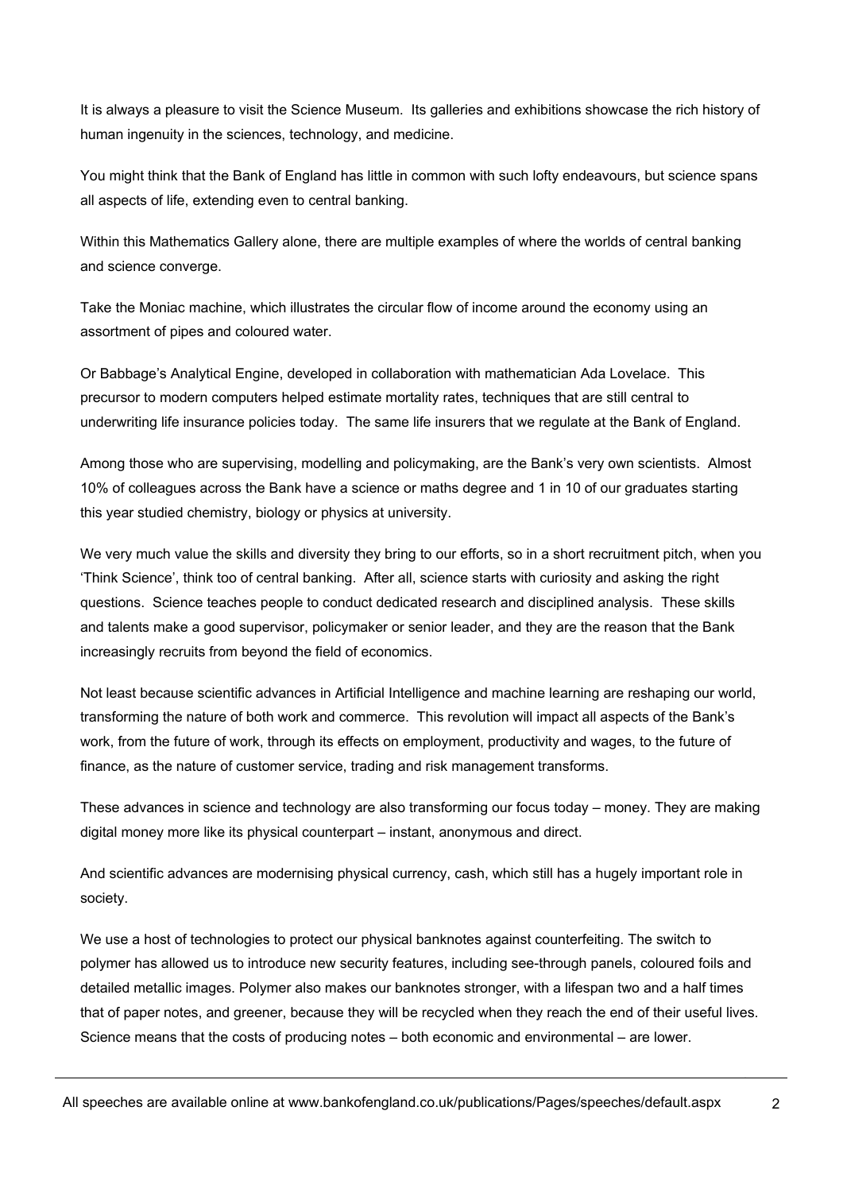It is always a pleasure to visit the Science Museum. Its galleries and exhibitions showcase the rich history of human ingenuity in the sciences, technology, and medicine.

You might think that the Bank of England has little in common with such lofty endeavours, but science spans all aspects of life, extending even to central banking.

Within this Mathematics Gallery alone, there are multiple examples of where the worlds of central banking and science converge.

Take the Moniac machine, which illustrates the circular flow of income around the economy using an assortment of pipes and coloured water.

Or Babbage's Analytical Engine, developed in collaboration with mathematician Ada Lovelace. This precursor to modern computers helped estimate mortality rates, techniques that are still central to underwriting life insurance policies today. The same life insurers that we regulate at the Bank of England.

Among those who are supervising, modelling and policymaking, are the Bank's very own scientists. Almost 10% of colleagues across the Bank have a science or maths degree and 1 in 10 of our graduates starting this year studied chemistry, biology or physics at university.

We very much value the skills and diversity they bring to our efforts, so in a short recruitment pitch, when you 'Think Science', think too of central banking. After all, science starts with curiosity and asking the right questions. Science teaches people to conduct dedicated research and disciplined analysis. These skills and talents make a good supervisor, policymaker or senior leader, and they are the reason that the Bank increasingly recruits from beyond the field of economics.

Not least because scientific advances in Artificial Intelligence and machine learning are reshaping our world, transforming the nature of both work and commerce. This revolution will impact all aspects of the Bank's work, from the future of work, through its effects on employment, productivity and wages, to the future of finance, as the nature of customer service, trading and risk management transforms.

These advances in science and technology are also transforming our focus today – money. They are making digital money more like its physical counterpart – instant, anonymous and direct.

And scientific advances are modernising physical currency, cash, which still has a hugely important role in society.

We use a host of technologies to protect our physical banknotes against counterfeiting. The switch to polymer has allowed us to introduce new security features, including see-through panels, coloured foils and detailed metallic images. Polymer also makes our banknotes stronger, with a lifespan two and a half times that of paper notes, and greener, because they will be recycled when they reach the end of their useful lives. Science means that the costs of producing notes – both economic and environmental – are lower.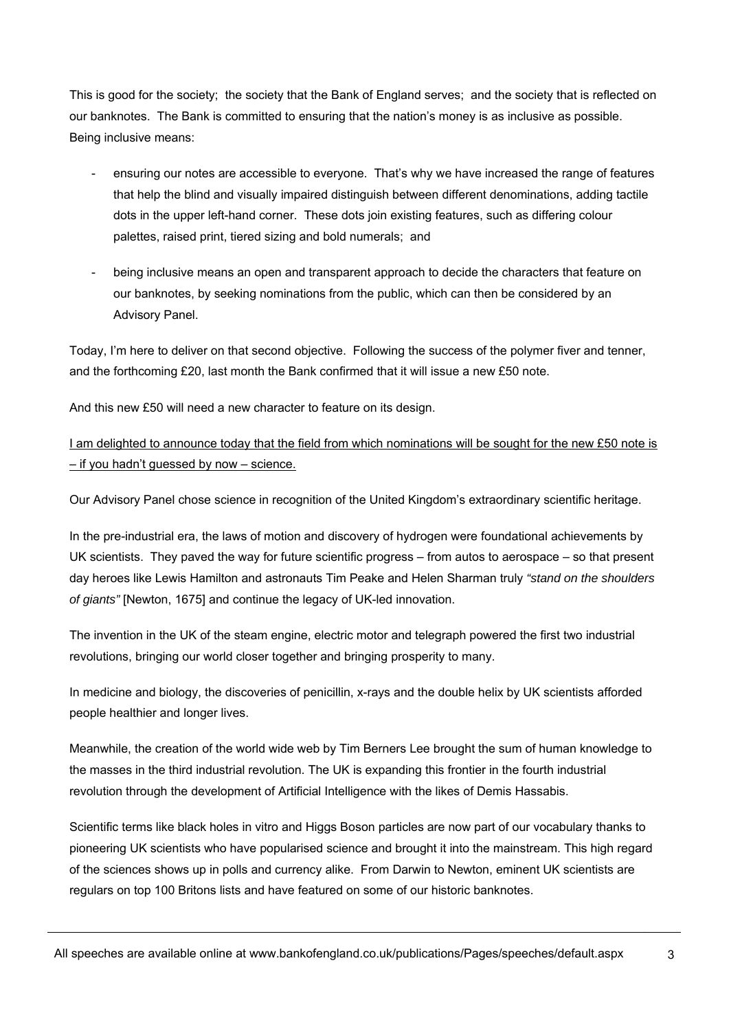This is good for the society; the society that the Bank of England serves; and the society that is reflected on our banknotes. The Bank is committed to ensuring that the nation's money is as inclusive as possible. Being inclusive means:

- ensuring our notes are accessible to everyone. That's why we have increased the range of features that help the blind and visually impaired distinguish between different denominations, adding tactile dots in the upper left-hand corner. These dots join existing features, such as differing colour palettes, raised print, tiered sizing and bold numerals; and

- being inclusive means an open and transparent approach to decide the characters that feature on our banknotes, by seeking nominations from the public, which can then be considered by an Advisory Panel.

Today, I'm here to deliver on that second objective. Following the success of the polymer fiver and tenner, and the forthcoming £20, last month the Bank confirmed that it will issue a new £50 note.

And this new £50 will need a new character to feature on its design.

<u>I am delighted to announce today that the field from which nominations will be sought for the new £50 note is – if you hadn't guessed by now – science.</u>

Our Advisory Panel chose science in recognition of the United Kingdom's extraordinary scientific heritage.

In the pre-industrial era, the laws of motion and discovery of hydrogen were foundational achievements by UK scientists. They paved the way for future scientific progress – from autos to aerospace – so that present day heroes like Lewis Hamilton and astronauts Tim Peake and Helen Sharman truly *"stand on the shoulders of giants"* [Newton, 1675] and continue the legacy of UK-led innovation.

The invention in the UK of the steam engine, electric motor and telegraph powered the first two industrial revolutions, bringing our world closer together and bringing prosperity to many.

In medicine and biology, the discoveries of penicillin, x-rays and the double helix by UK scientists afforded people healthier and longer lives.

Meanwhile, the creation of the world wide web by Tim Berners Lee brought the sum of human knowledge to the masses in the third industrial revolution. The UK is expanding this frontier in the fourth industrial revolution through the development of Artificial Intelligence with the likes of Demis Hassabis.

Scientific terms like black holes in vitro and Higgs Boson particles are now part of our vocabulary thanks to pioneering UK scientists who have popularised science and brought it into the mainstream. This high regard of the sciences shows up in polls and currency alike. From Darwin to Newton, eminent UK scientists are regulars on top 100 Britons lists and have featured on some of our historic banknotes.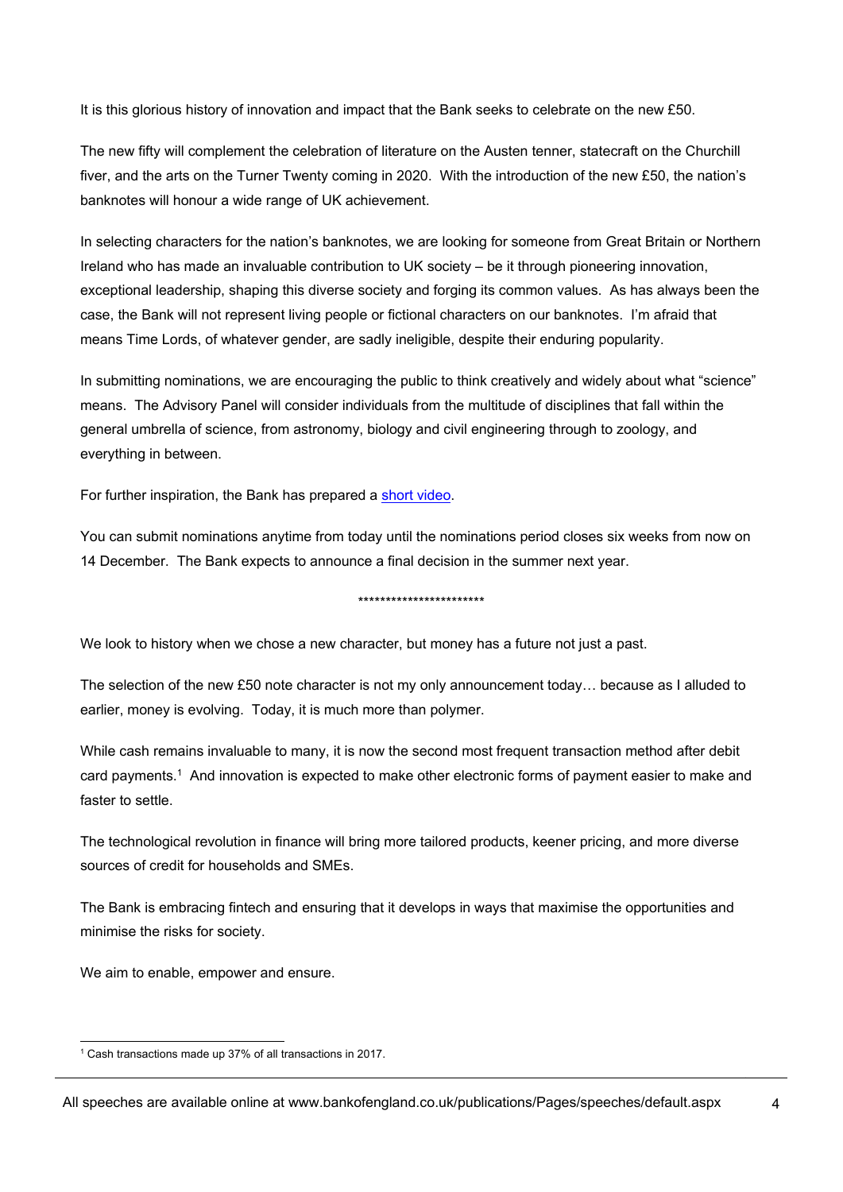It is this glorious history of innovation and impact that the Bank seeks to celebrate on the new £50.

The new fifty will complement the celebration of literature on the Austen tenner, statecraft on the Churchill fiver, and the arts on the Turner Twenty coming in 2020. With the introduction of the new £50, the nation's banknotes will honour a wide range of UK achievement.

In selecting characters for the nation's banknotes, we are looking for someone from Great Britain or Northern Ireland who has made an invaluable contribution to UK society – be it through pioneering innovation, exceptional leadership, shaping this diverse society and forging its common values. As has always been the case, the Bank will not represent living people or fictional characters on our banknotes. I'm afraid that means Time Lords, of whatever gender, are sadly ineligible, despite their enduring popularity.

In submitting nominations, we are encouraging the public to think creatively and widely about what "science" means. The Advisory Panel will consider individuals from the multitude of disciplines that fall within the general umbrella of science, from astronomy, biology and civil engineering through to zoology, and everything in between.

For further inspiration, the Bank has prepared a short video.

You can submit nominations anytime from today until the nominations period closes six weeks from now on 14 December. The Bank expects to announce a final decision in the summer next year.

**********************

We look to history when we chose a new character, but money has a future not just a past.

The selection of the new £50 note character is not my only announcement today… because as I alluded to earlier, money is evolving. Today, it is much more than polymer.

While cash remains invaluable to many, it is now the second most frequent transaction method after debit card payments.[1] And innovation is expected to make other electronic forms of payment easier to make and faster to settle.

The technological revolution in finance will bring more tailored products, keener pricing, and more diverse sources of credit for households and SMEs.

The Bank is embracing fintech and ensuring that it develops in ways that maximise the opportunities and minimise the risks for society.

We aim to enable, empower and ensure.

[1] Cash transactions made up 37% of all transactions in 2017.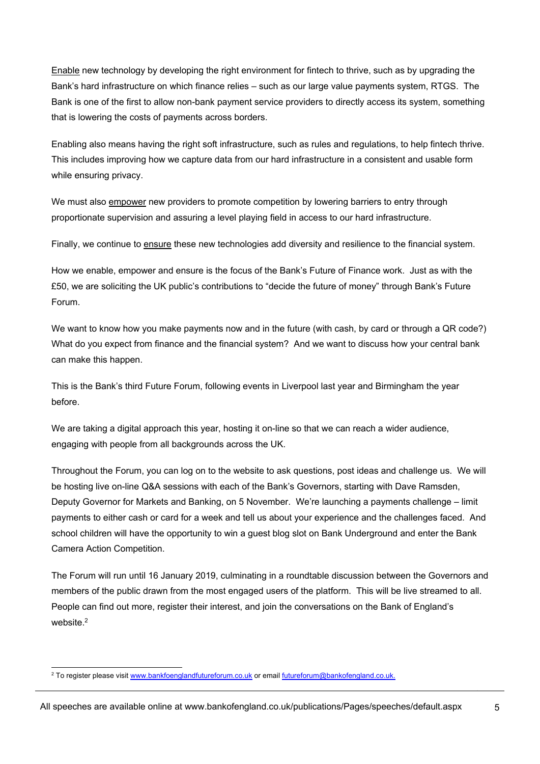Enable new technology by developing the right environment for fintech to thrive, such as by upgrading the Bank's hard infrastructure on which finance relies – such as our large value payments system, RTGS. The Bank is one of the first to allow non-bank payment service providers to directly access its system, something that is lowering the costs of payments across borders.

Enabling also means having the right soft infrastructure, such as rules and regulations, to help fintech thrive. This includes improving how we capture data from our hard infrastructure in a consistent and usable form while ensuring privacy.

We must also empower new providers to promote competition by lowering barriers to entry through proportionate supervision and assuring a level playing field in access to our hard infrastructure.

Finally, we continue to ensure these new technologies add diversity and resilience to the financial system.

How we enable, empower and ensure is the focus of the Bank's Future of Finance work. Just as with the £50, we are soliciting the UK public's contributions to "decide the future of money" through Bank's Future Forum.

We want to know how you make payments now and in the future (with cash, by card or through a QR code?) What do you expect from finance and the financial system? And we want to discuss how your central bank can make this happen.

This is the Bank's third Future Forum, following events in Liverpool last year and Birmingham the year before.

We are taking a digital approach this year, hosting it on-line so that we can reach a wider audience, engaging with people from all backgrounds across the UK.

Throughout the Forum, you can log on to the website to ask questions, post ideas and challenge us. We will be hosting live on-line Q&A sessions with each of the Bank's Governors, starting with Dave Ramsden, Deputy Governor for Markets and Banking, on 5 November. We're launching a payments challenge – limit payments to either cash or card for a week and tell us about your experience and the challenges faced. And school children will have the opportunity to win a guest blog slot on Bank Underground and enter the Bank Camera Action Competition.

The Forum will run until 16 January 2019, culminating in a roundtable discussion between the Governors and members of the public drawn from the most engaged users of the platform. This will be live streamed to all. People can find out more, register their interest, and join the conversations on the Bank of England's website.[2]

---

[2] To register please visit www.bankofenglandfutureforum.co.uk or email futureforum@bankofengland.co.uk.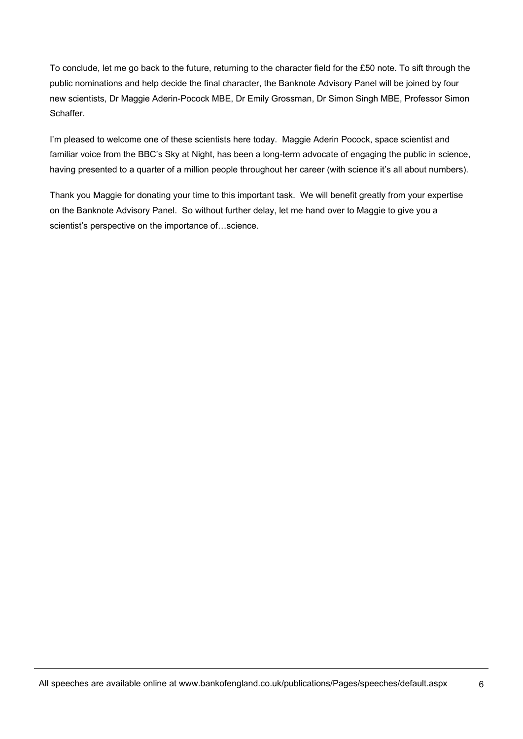To conclude, let me go back to the future, returning to the character field for the £50 note. To sift through the public nominations and help decide the final character, the Banknote Advisory Panel will be joined by four new scientists, Dr Maggie Aderin-Pocock MBE, Dr Emily Grossman, Dr Simon Singh MBE, Professor Simon Schaffer.

I'm pleased to welcome one of these scientists here today. Maggie Aderin Pocock, space scientist and familiar voice from the BBC's Sky at Night, has been a long-term advocate of engaging the public in science, having presented to a quarter of a million people throughout her career (with science it's all about numbers).

Thank you Maggie for donating your time to this important task. We will benefit greatly from your expertise on the Banknote Advisory Panel. So without further delay, let me hand over to Maggie to give you a scientist's perspective on the importance of…science.